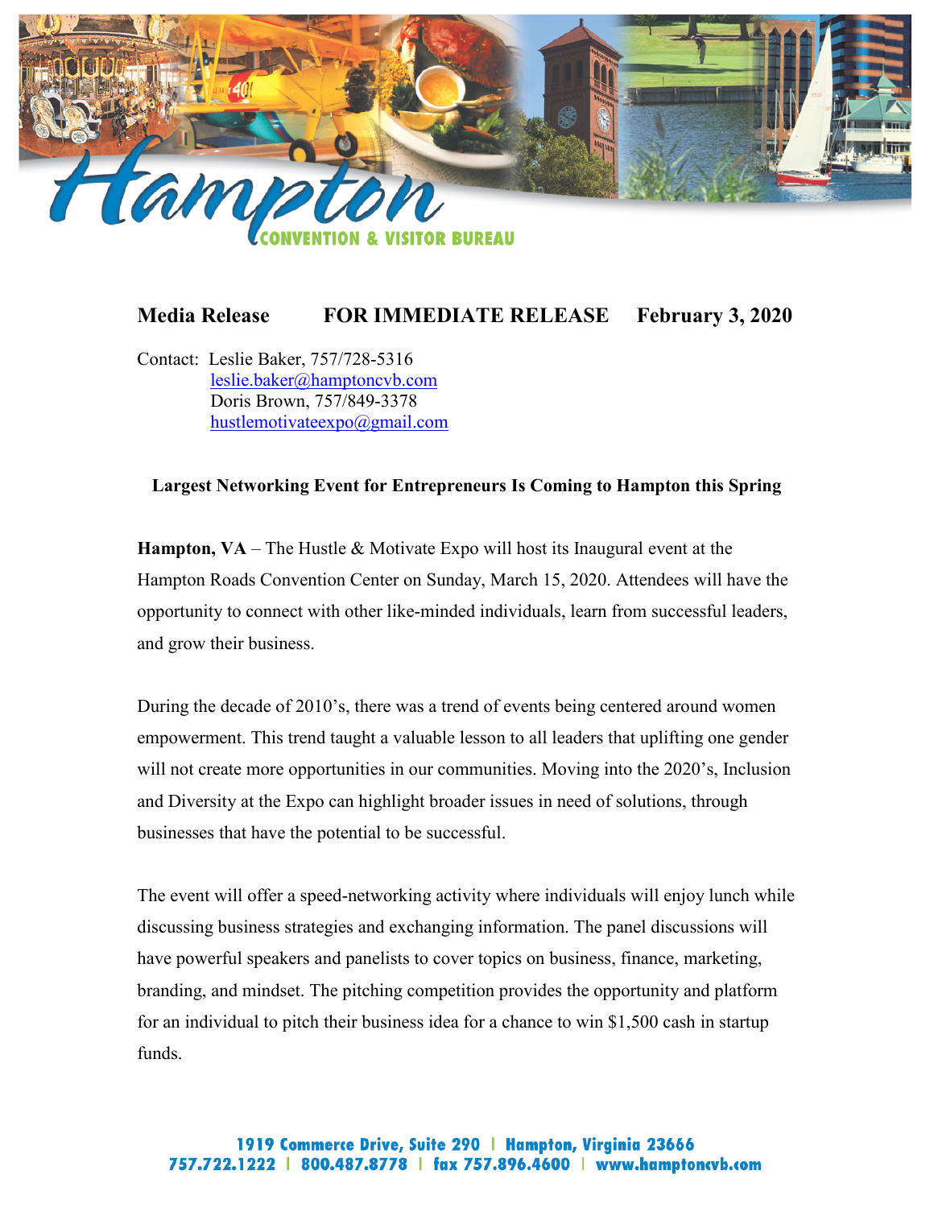Hampton CONVENTION & VISITOR BUREAU

**Media Release** **FOR IMMEDIATE RELEASE** **February 3, 2020**

Contact: Leslie Baker, 757/728-5316
leslie.baker@hamptoncvb.com
Doris Brown, 757/849-3378
hustlemotivateexpo@gmail.com

**Largest Networking Event for Entrepreneurs Is Coming to Hampton this Spring**

**Hampton, VA** – The Hustle & Motivate Expo will host its Inaugural event at the Hampton Roads Convention Center on Sunday, March 15, 2020. Attendees will have the opportunity to connect with other like-minded individuals, learn from successful leaders, and grow their business.

During the decade of 2010's, there was a trend of events being centered around women empowerment. This trend taught a valuable lesson to all leaders that uplifting one gender will not create more opportunities in our communities. Moving into the 2020's, Inclusion and Diversity at the Expo can highlight broader issues in need of solutions, through businesses that have the potential to be successful.

The event will offer a speed-networking activity where individuals will enjoy lunch while discussing business strategies and exchanging information. The panel discussions will have powerful speakers and panelists to cover topics on business, finance, marketing, branding, and mindset. The pitching competition provides the opportunity and platform for an individual to pitch their business idea for a chance to win $1,500 cash in startup funds.

1919 Commerce Drive, Suite 290 | Hampton, Virginia 23666
757.722.1222 | 800.487.8778 | fax 757.896.4600 | www.hamptoncvb.com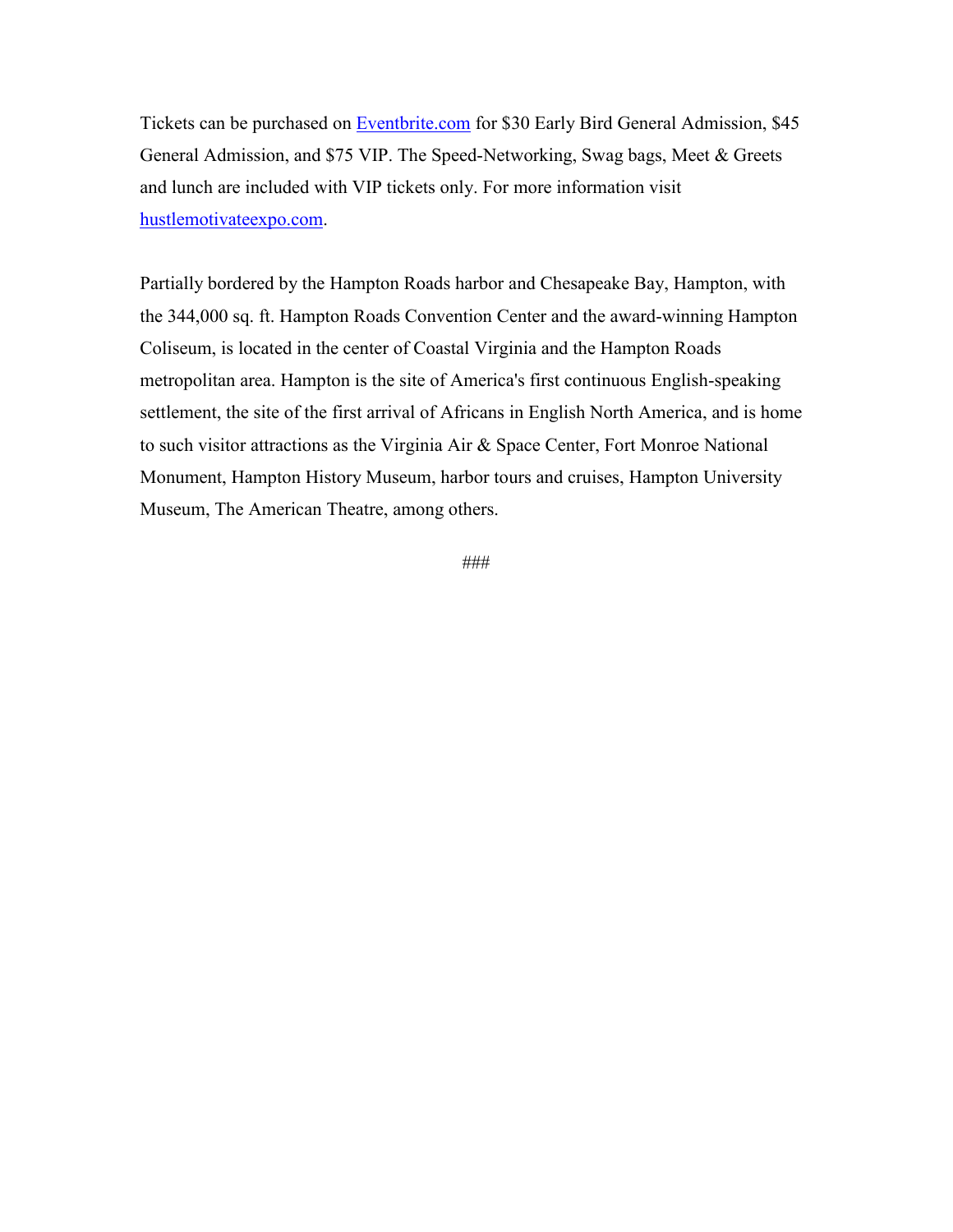Tickets can be purchased on [Eventbrite.com](Eventbrite.com) for $30 Early Bird General Admission, $45 General Admission, and $75 VIP. The Speed-Networking, Swag bags, Meet & Greets and lunch are included with VIP tickets only. For more information visit [hustlemotivateexpo.com](hustlemotivateexpo.com).

Partially bordered by the Hampton Roads harbor and Chesapeake Bay, Hampton, with the 344,000 sq. ft. Hampton Roads Convention Center and the award-winning Hampton Coliseum, is located in the center of Coastal Virginia and the Hampton Roads metropolitan area. Hampton is the site of America's first continuous English-speaking settlement, the site of the first arrival of Africans in English North America, and is home to such visitor attractions as the Virginia Air & Space Center, Fort Monroe National Monument, Hampton History Museum, harbor tours and cruises, Hampton University Museum, The American Theatre, among others.

###